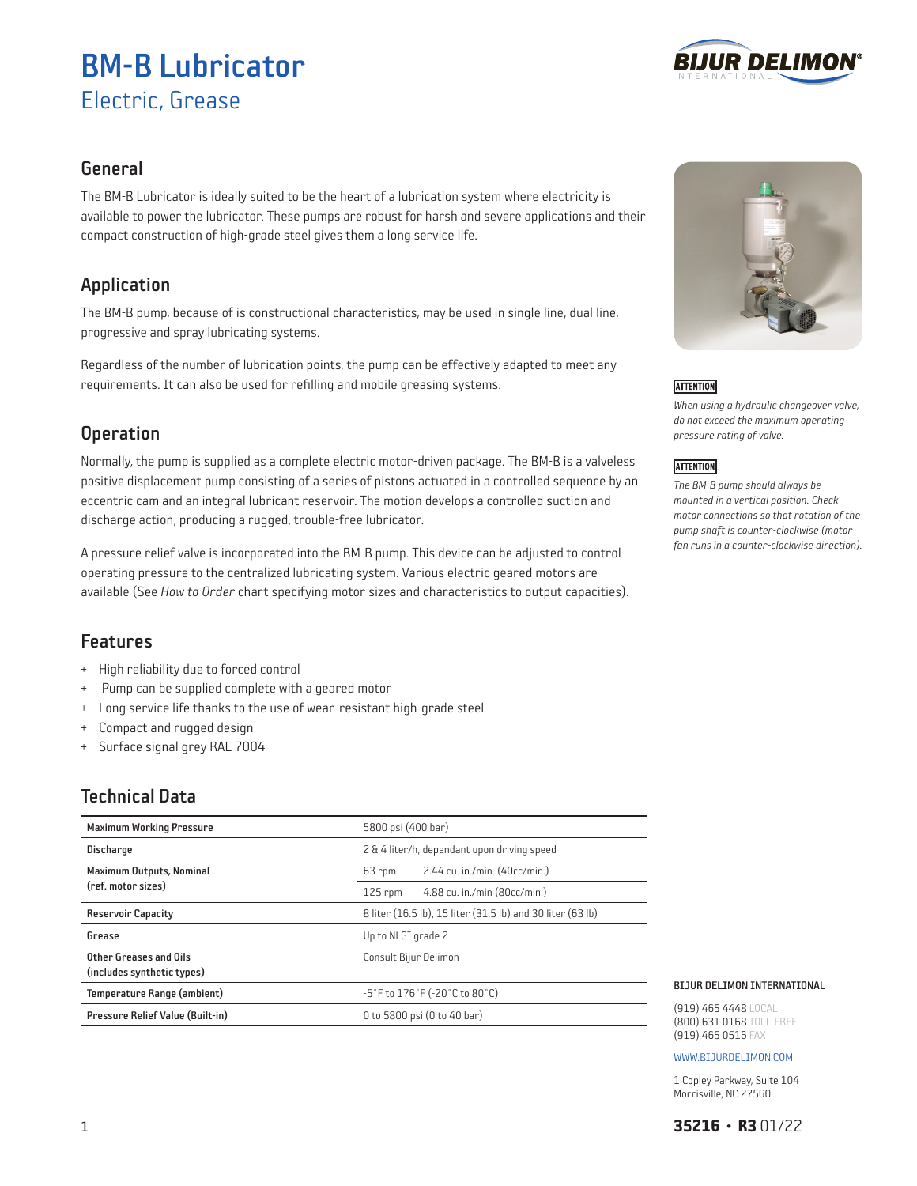# BM-B Lubricator

## Electric, Grease

BIJUR DELIMON INTERNATIONAL

## General

The BM-B Lubricator is ideally suited to be the heart of a lubrication system where electricity is available to power the lubricator. These pumps are robust for harsh and severe applications and their compact construction of high-grade steel gives them a long service life.

## Application

The BM-B pump, because of is constructional characteristics, may be used in single line, dual line, progressive and spray lubricating systems.

Regardless of the number of lubrication points, the pump can be effectively adapted to meet any requirements. It can also be used for refilling and mobile greasing systems.

## Operation

Normally, the pump is supplied as a complete electric motor-driven package. The BM-B is a valveless positive displacement pump consisting of a series of pistons actuated in a controlled sequence by an eccentric cam and an integral lubricant reservoir. The motion develops a controlled suction and discharge action, producing a rugged, trouble-free lubricator.

A pressure relief valve is incorporated into the BM-B pump. This device can be adjusted to control operating pressure to the centralized lubricating system. Various electric geared motors are available (See *How to Order* chart specifying motor sizes and characteristics to output capacities).

**ATTENTION**

*When using a hydraulic changeover valve, do not exceed the maximum operating pressure rating of valve.*

**ATTENTION**

*The BM-B pump should always be mounted in a vertical position. Check motor connections so that rotation of the pump shaft is counter-clockwise (motor fan runs in a counter-clockwise direction).*

## Features

- High reliability due to forced control
- Pump can be supplied complete with a geared motor
- Long service life thanks to the use of wear-resistant high-grade steel
- Compact and rugged design
- Surface signal grey RAL 7004

## Technical Data

| | | |
|---|---|---|
| **Maximum Working Pressure** | 5800 psi (400 bar) | |
| **Discharge** | 2 & 4 liter/h, dependant upon driving speed | |
| **Maximum Outputs, Nominal (ref. motor sizes)** | 63 rpm | 2.44 cu. in./min. (40cc/min.) |
| | 125 rpm | 4.88 cu. in./min (80cc/min.) |
| **Reservoir Capacity** | 8 liter (16.5 lb), 15 liter (31.5 lb) and 30 liter (63 lb) | |
| **Grease** | Up to NLGI grade 2 | |
| **Other Greases and Oils (includes synthetic types)** | Consult Bijur Delimon | |
| **Temperature Range (ambient)** | -5˚F to 176˚F (-20˚C to 80˚C) | |
| **Pressure Relief Value (Built-in)** | 0 to 5800 psi (0 to 40 bar) | |

**BIJUR DELIMON INTERNATIONAL**

(919) 465 4448 LOCAL
(800) 631 0168 TOLL-FREE
(919) 465 0516 FAX

WWW.BIJURDELIMON.COM

1 Copley Parkway, Suite 104
Morrisville, NC 27560

**35216 • R3** 01/22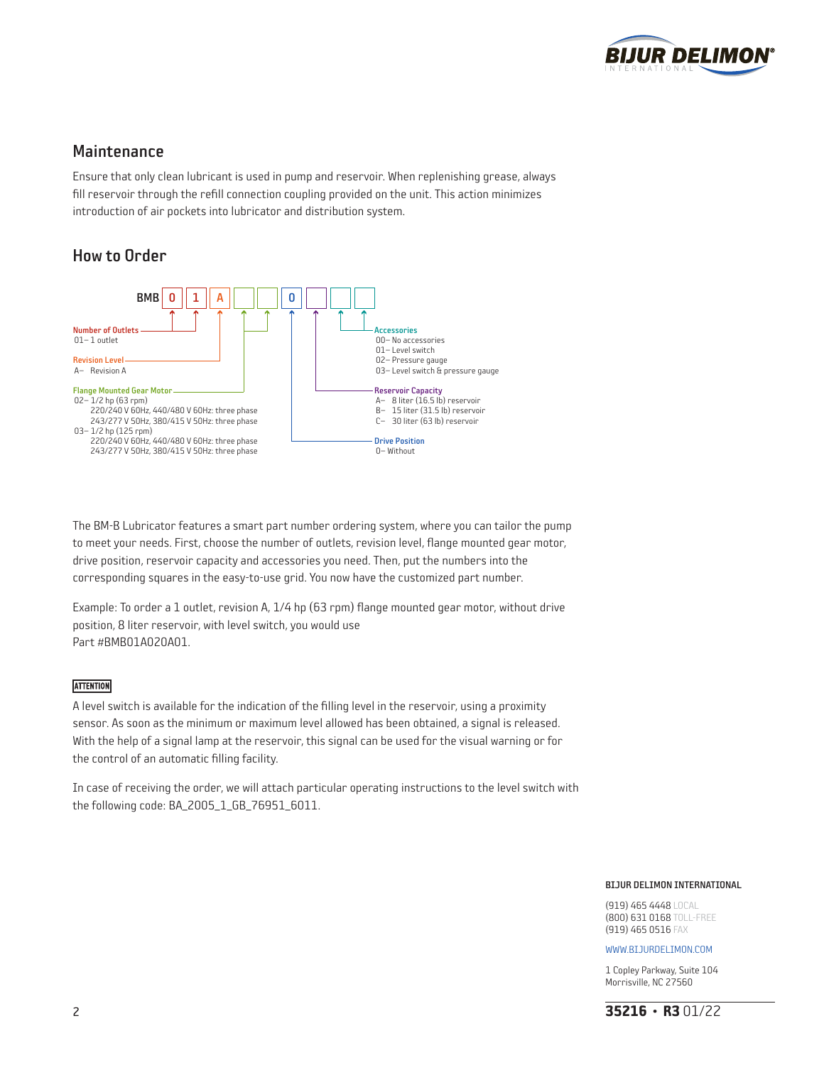## Maintenance

Ensure that only clean lubricant is used in pump and reservoir. When replenishing grease, always fill reservoir through the refill connection coupling provided on the unit. This action minimizes introduction of air pockets into lubricator and distribution system.

## How to Order

BMB | 0 | 1 | A | | | 0 | | | |

**Number of Outlets**
01– 1 outlet

**Revision Level**
A– Revision A

**Flange Mounted Gear Motor**
02– 1/2 hp (63 rpm)
220/240 V 60Hz, 440/480 V 60Hz: three phase
243/277 V 50Hz, 380/415 V 50Hz: three phase
03– 1/2 hp (125 rpm)
220/240 V 60Hz, 440/480 V 60Hz: three phase
243/277 V 50Hz, 380/415 V 50Hz: three phase

**Drive Position**
0– Without

**Reservoir Capacity**
A– 8 liter (16.5 lb) reservoir
B– 15 liter (31.5 lb) reservoir
C– 30 liter (63 lb) reservoir

**Accessories**
00– No accessories
01– Level switch
02– Pressure gauge
03– Level switch & pressure gauge

The BM-B Lubricator features a smart part number ordering system, where you can tailor the pump to meet your needs. First, choose the number of outlets, revision level, flange mounted gear motor, drive position, reservoir capacity and accessories you need. Then, put the numbers into the corresponding squares in the easy-to-use grid. You now have the customized part number.

Example: To order a 1 outlet, revision A, 1/4 hp (63 rpm) flange mounted gear motor, without drive position, 8 liter reservoir, with level switch, you would use Part #BMB01A020A01.

**ATTENTION**

A level switch is available for the indication of the filling level in the reservoir, using a proximity sensor. As soon as the minimum or maximum level allowed has been obtained, a signal is released. With the help of a signal lamp at the reservoir, this signal can be used for the visual warning or for the control of an automatic filling facility.

In case of receiving the order, we will attach particular operating instructions to the level switch with the following code: BA_2005_1_GB_76951_6011.

**BIJUR DELIMON INTERNATIONAL**

(919) 465 4448 LOCAL
(800) 631 0168 TOLL-FREE
(919) 465 0516 FAX

WWW.BIJURDELIMON.COM

1 Copley Parkway, Suite 104
Morrisville, NC 27560

**35216 • R3** 01/22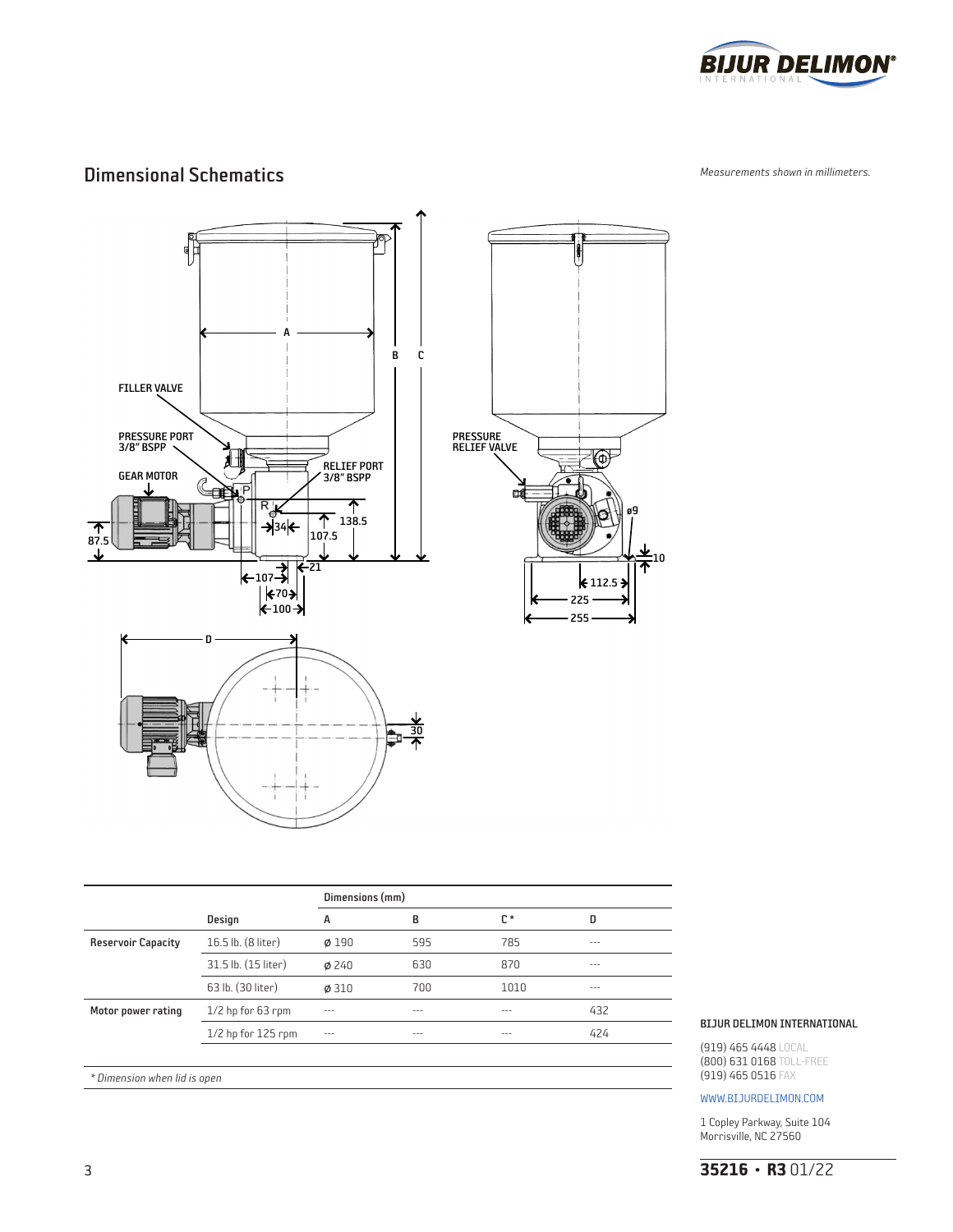## Dimensional Schematics

*Measurements shown in millimeters.*

FILLER VALVE

PRESSURE PORT
3/8" BSPP

GEAR MOTOR

RELIEF PORT
3/8" BSPP

PRESSURE
RELIEF VALVE

A
B
C
D
87.5
34
138.5
107.5
21
107
70
100
ø9
10
112.5
225
255
30

| | | Dimensions (mm) | | | |
|---|---|---|---|---|---|
| | Design | A | B | C* | D |
| Reservoir Capacity | 16.5 lb. (8 liter) | ø 190 | 595 | 785 | --- |
| | 31.5 lb. (15 liter) | ø 240 | 630 | 870 | --- |
| | 63 lb. (30 liter) | ø 310 | 700 | 1010 | --- |
| Motor power rating | 1/2 hp for 63 rpm | --- | --- | --- | 432 |
| | 1/2 hp for 125 rpm | --- | --- | --- | 424 |

*\* Dimension when lid is open*

BIJUR DELIMON INTERNATIONAL

(919) 465 4448 LOCAL
(800) 631 0168 TOLL-FREE
(919) 465 0516 FAX

WWW.BIJURDELIMON.COM

1 Copley Parkway, Suite 104
Morrisville, NC 27560

**35216 • R3** 01/22